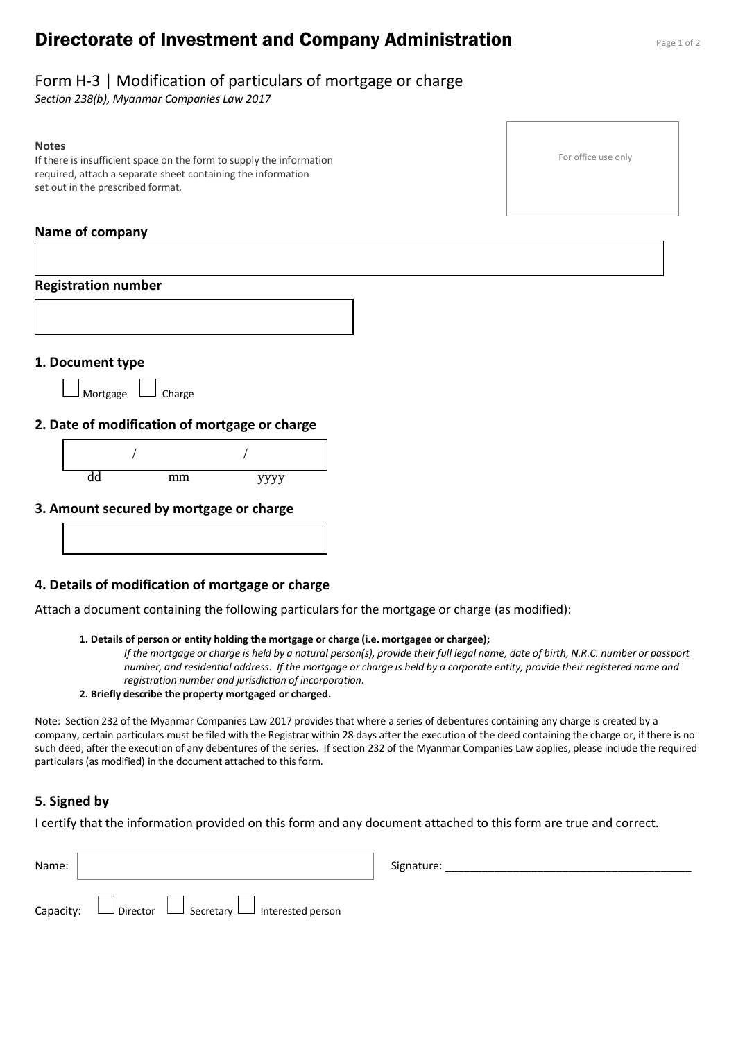# Directorate of Investment and Company Administration

## Form H-3 | Modification of particulars of mortgage or charge

*Section 238(b), Myanmar Companies Law 2017*

**Notes**

If there is insufficient space on the form to supply the information required, attach a separate sheet containing the information set out in the prescribed format.

For office use only

### Name of company

### Registration number

### 1. Document type

☐ Mortgage ☐ Charge

### 2. Date of modification of mortgage or charge

/ /

dd mm yyyy

### 3. Amount secured by mortgage or charge

### 4. Details of modification of mortgage or charge

Attach a document containing the following particulars for the mortgage or charge (as modified):

1. **Details of person or entity holding the mortgage or charge (i.e. mortgagee or chargee);**
   *If the mortgage or charge is held by a natural person(s), provide their full legal name, date of birth, N.R.C. number or passport number, and residential address. If the mortgage or charge is held by a corporate entity, provide their registered name and registration number and jurisdiction of incorporation.*
2. **Briefly describe the property mortgaged or charged.**

Note: Section 232 of the Myanmar Companies Law 2017 provides that where a series of debentures containing any charge is created by a company, certain particulars must be filed with the Registrar within 28 days after the execution of the deed containing the charge or, if there is no such deed, after the execution of any debentures of the series. If section 232 of the Myanmar Companies Law applies, please include the required particulars (as modified) in the document attached to this form.

### 5. Signed by

I certify that the information provided on this form and any document attached to this form are true and correct.

Name: Signature: ______________________________________

Capacity: ☐ Director ☐ Secretary ☐ Interested person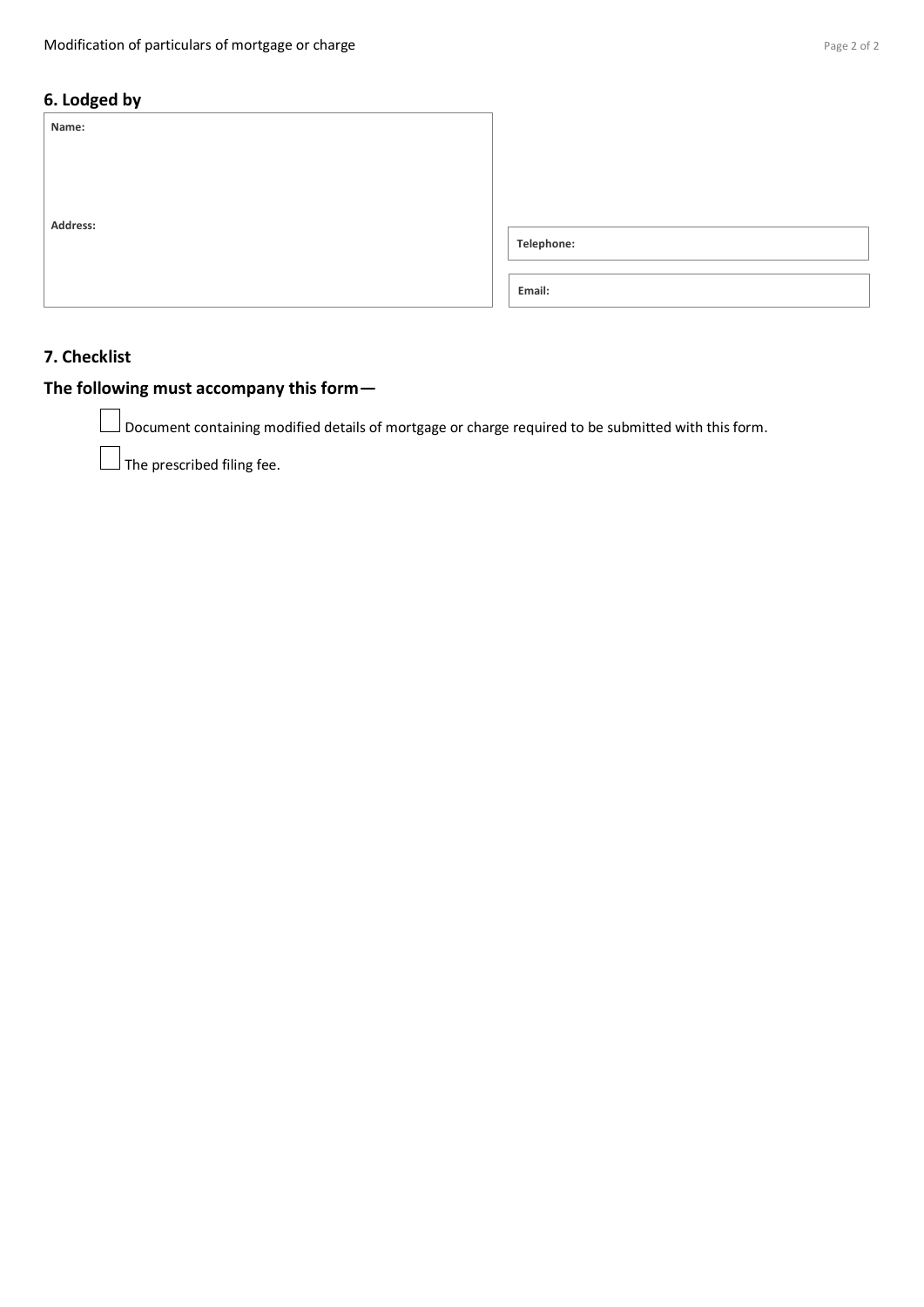## 6. Lodged by

**Name:**

**Address:**

**Telephone:**

**Email:**

## 7. Checklist

## The following must accompany this form—

☐ Document containing modified details of mortgage or charge required to be submitted with this form.

☐ The prescribed filing fee.